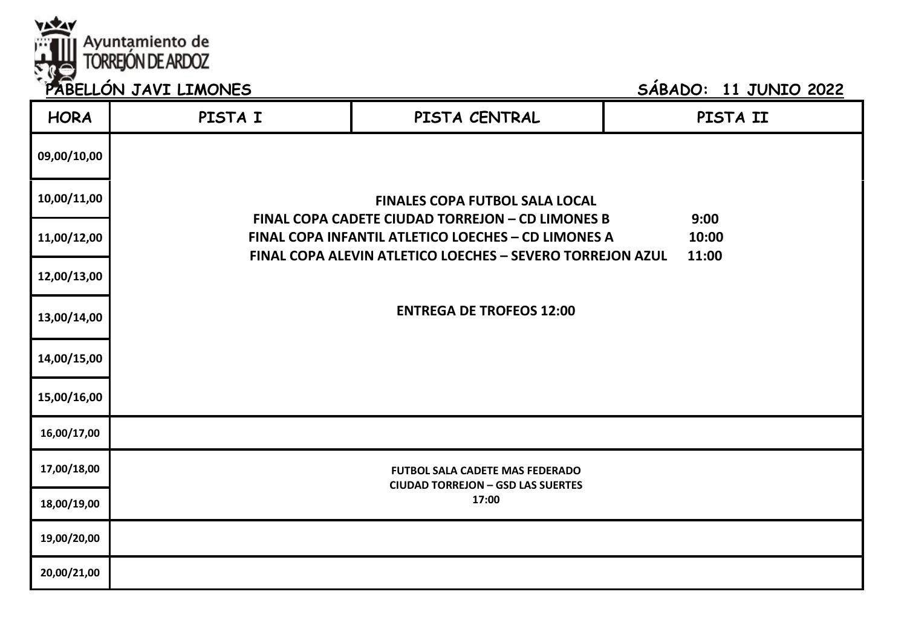Ayuntamiento de TORREJÓN DE ARDOZ

**PABELLÓN JAVI LIMONES** **SÁBADO: 11 JUNIO 2022**

| HORA | PISTA I | PISTA CENTRAL | PISTA II |
|---|---|---|---|
| 09,00/10,00 | | | |
| 10,00/11,00 | **FINALES COPA FUTBOL SALA LOCAL**<br>**FINAL COPA CADETE CIUDAD TORREJON – CD LIMONES B 9:00**<br>**FINAL COPA INFANTIL ATLETICO LOECHES – CD LIMONES A 10:00**<br>**FINAL COPA ALEVIN ATLETICO LOECHES – SEVERO TORREJON AZUL 11:00**<br><br>**ENTREGA DE TROFEOS 12:00** | | |
| 11,00/12,00 | | | |
| 12,00/13,00 | | | |
| 13,00/14,00 | | | |
| 14,00/15,00 | | | |
| 15,00/16,00 | | | |
| 16,00/17,00 | | | |
| 17,00/18,00 | **FUTBOL SALA CADETE MAS FEDERADO**<br>**CIUDAD TORREJON – GSD LAS SUERTES**<br>**17:00** | | |
| 18,00/19,00 | | | |
| 19,00/20,00 | | | |
| 20,00/21,00 | | | |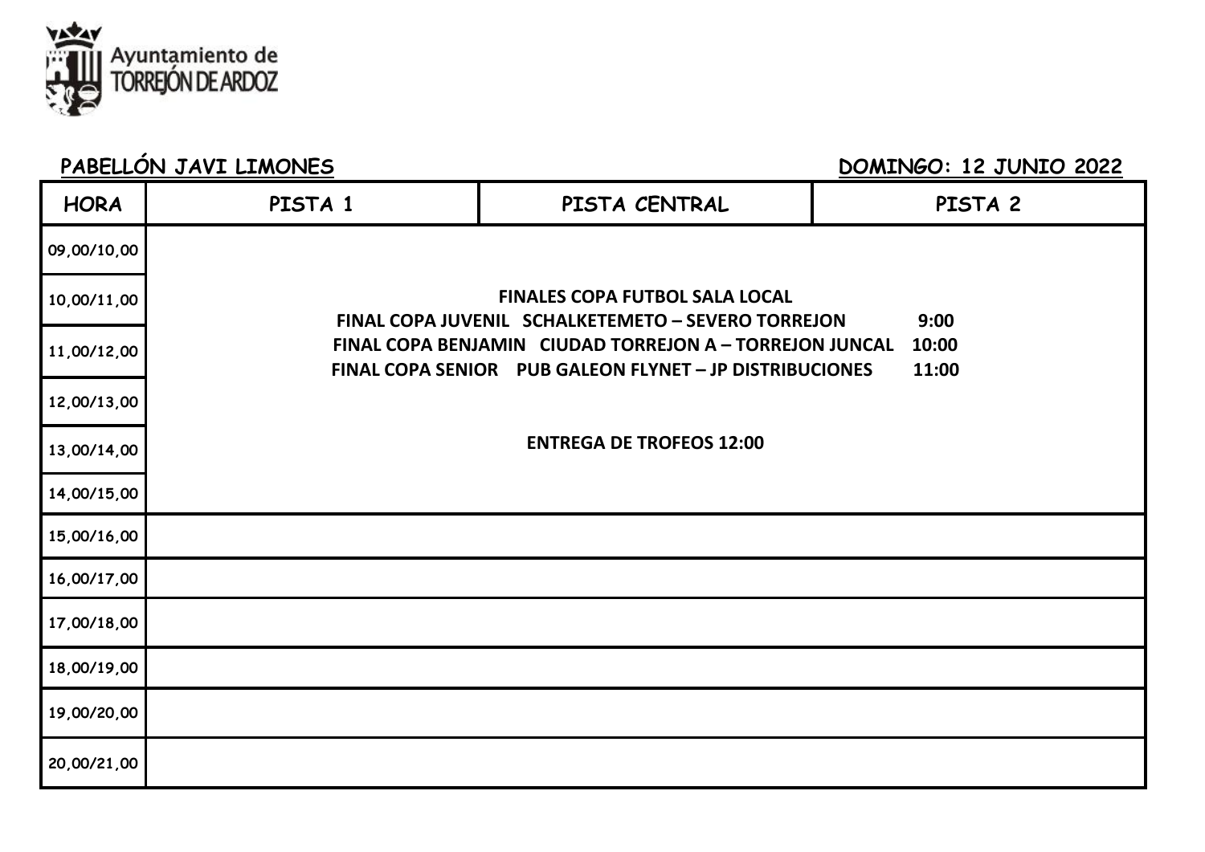Ayuntamiento de TORREJÓN DE ARDOZ

**PABELLÓN JAVI LIMONES** **DOMINGO: 12 JUNIO 2022**

| HORA | PISTA 1 | PISTA CENTRAL | PISTA 2 |
|---|---|---|---|
| 09,00/10,00 | | | |
| 10,00/11,00 | | **FINALES COPA FUTBOL SALA LOCAL**<br>**FINAL COPA JUVENIL SCHALKETEMETO – SEVERO TORREJON 9:00**<br>**FINAL COPA BENJAMIN CIUDAD TORREJON A – TORREJON JUNCAL 10:00**<br>**FINAL COPA SENIOR PUB GALEON FLYNET – JP DISTRIBUCIONES 11:00**<br><br>**ENTREGA DE TROFEOS 12:00** | |
| 11,00/12,00 | | | |
| 12,00/13,00 | | | |
| 13,00/14,00 | | | |
| 14,00/15,00 | | | |
| 15,00/16,00 | | | |
| 16,00/17,00 | | | |
| 17,00/18,00 | | | |
| 18,00/19,00 | | | |
| 19,00/20,00 | | | |
| 20,00/21,00 | | | |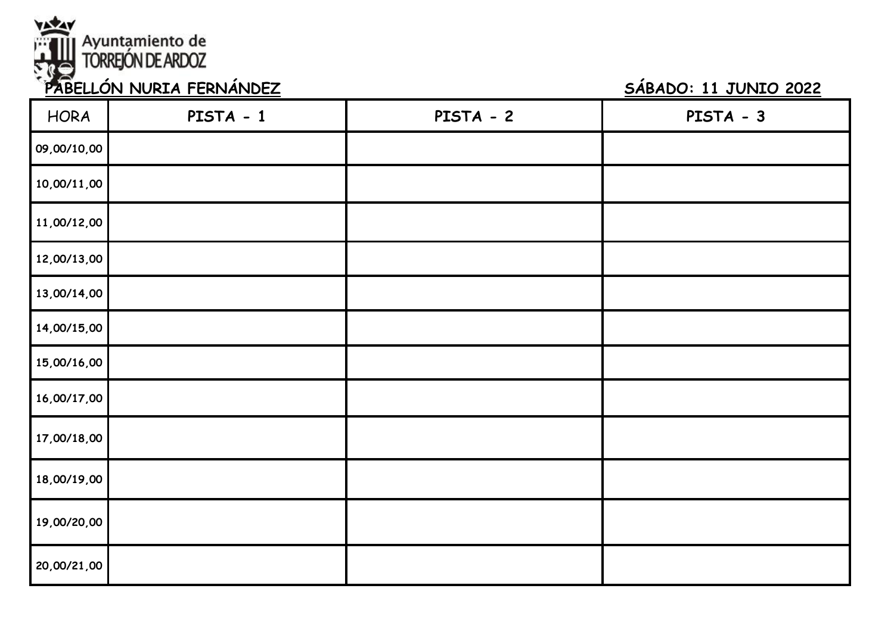Ayuntamiento de TORREJÓN DE ARDOZ

**PABELLÓN NURIA FERNÁNDEZ** **SÁBADO: 11 JUNIO 2022**

| HORA | PISTA - 1 | PISTA - 2 | PISTA - 3 |
|---|---|---|---|
| 09,00/10,00 | | | |
| 10,00/11,00 | | | |
| 11,00/12,00 | | | |
| 12,00/13,00 | | | |
| 13,00/14,00 | | | |
| 14,00/15,00 | | | |
| 15,00/16,00 | | | |
| 16,00/17,00 | | | |
| 17,00/18,00 | | | |
| 18,00/19,00 | | | |
| 19,00/20,00 | | | |
| 20,00/21,00 | | | |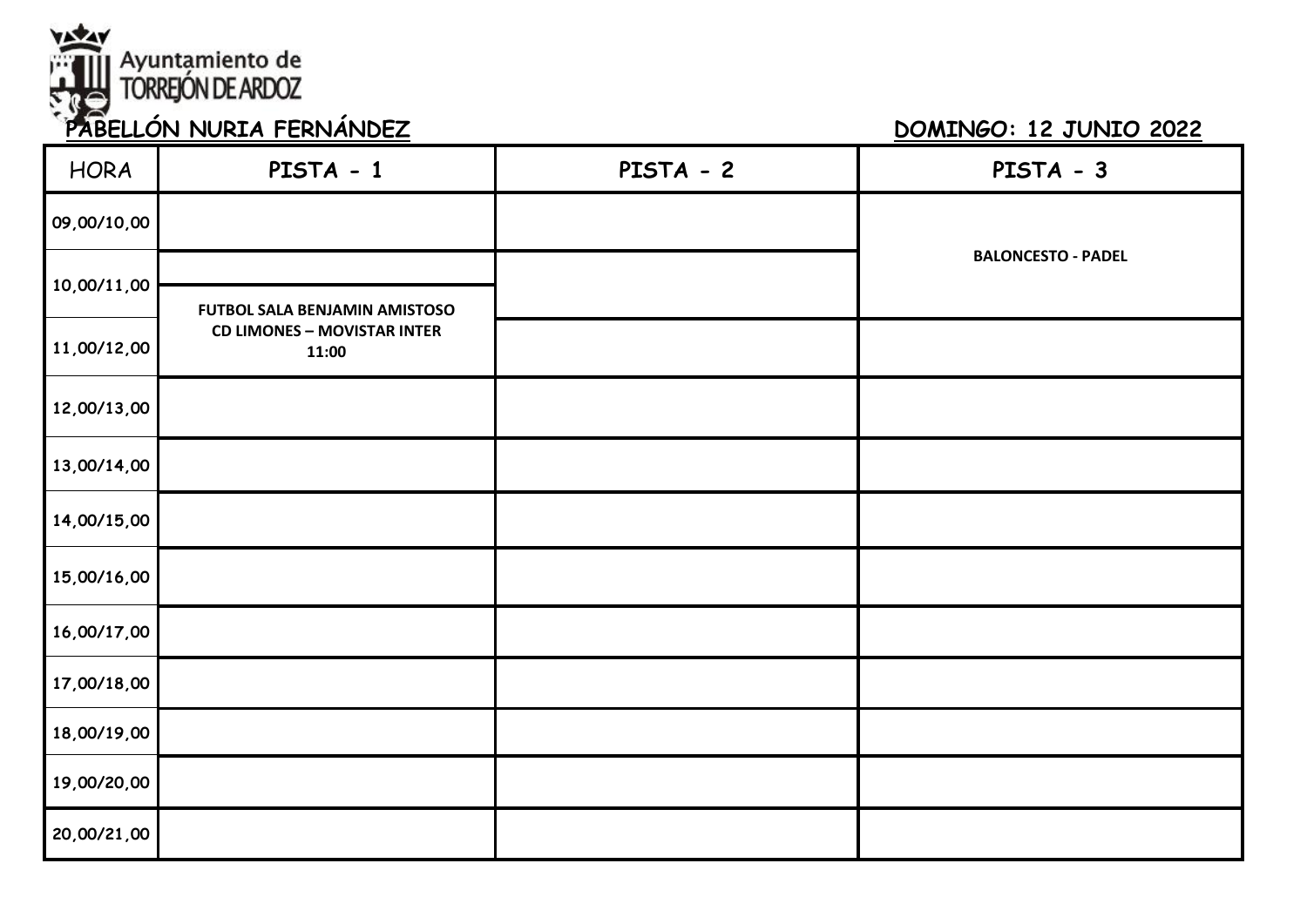Ayuntamiento de TORREJÓN DE ARDOZ

**PABELLÓN NURIA FERNÁNDEZ** **DOMINGO: 12 JUNIO 2022**

| HORA | PISTA - 1 | PISTA - 2 | PISTA - 3 |
|---|---|---|---|
| 09,00/10,00 | | | BALONCESTO - PADEL |
| 10,00/11,00 | | | BALONCESTO - PADEL |
| 11,00/12,00 | FUTBOL SALA BENJAMIN AMISTOSO CD LIMONES – MOVISTAR INTER 11:00 | | |
| 12,00/13,00 | | | |
| 13,00/14,00 | | | |
| 14,00/15,00 | | | |
| 15,00/16,00 | | | |
| 16,00/17,00 | | | |
| 17,00/18,00 | | | |
| 18,00/19,00 | | | |
| 19,00/20,00 | | | |
| 20,00/21,00 | | | |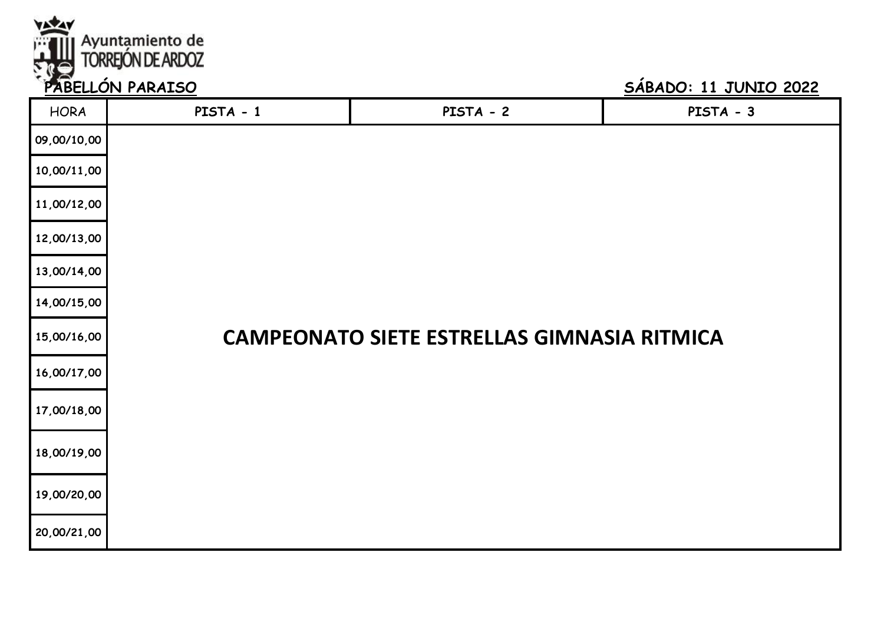Ayuntamiento de TORREJÓN DE ARDOZ

**PABELLÓN PARAISO** **SÁBADO: 11 JUNIO 2022**

| HORA | PISTA - 1 | PISTA - 2 | PISTA - 3 |
| --- | --- | --- | --- |
| 09,00/10,00 | | | |
| 10,00/11,00 | | | |
| 11,00/12,00 | | | |
| 12,00/13,00 | | | |
| 13,00/14,00 | | | |
| 14,00/15,00 | | | |
| 15,00/16,00 | CAMPEONATO SIETE ESTRELLAS GIMNASIA RITMICA | | |
| 16,00/17,00 | | | |
| 17,00/18,00 | | | |
| 18,00/19,00 | | | |
| 19,00/20,00 | | | |
| 20,00/21,00 | | | |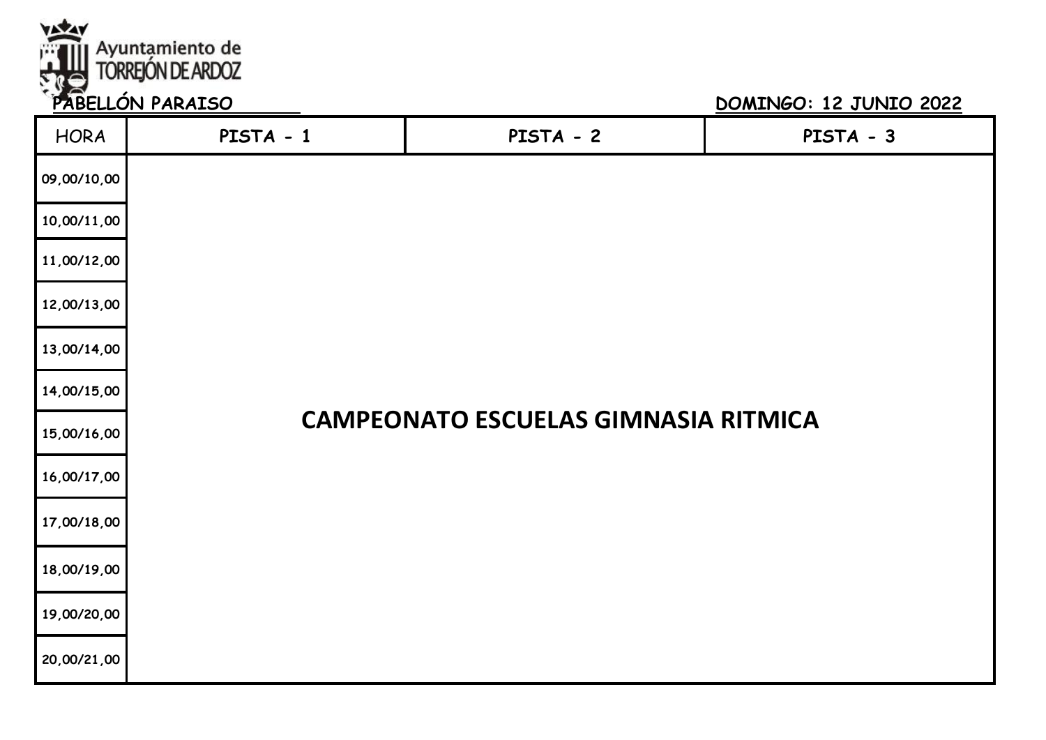Ayuntamiento de TORREJÓN DE ARDOZ

**PABELLÓN PARAISO** **DOMINGO: 12 JUNIO 2022**

| HORA | PISTA - 1 | PISTA - 2 | PISTA - 3 |
|---|---|---|---|
| 09,00/10,00 | | | |
| 10,00/11,00 | | | |
| 11,00/12,00 | | | |
| 12,00/13,00 | | | |
| 13,00/14,00 | | | |
| 14,00/15,00 | | | |
| 15,00/16,00 | | CAMPEONATO ESCUELAS GIMNASIA RITMICA | |
| 16,00/17,00 | | | |
| 17,00/18,00 | | | |
| 18,00/19,00 | | | |
| 19,00/20,00 | | | |
| 20,00/21,00 | | | |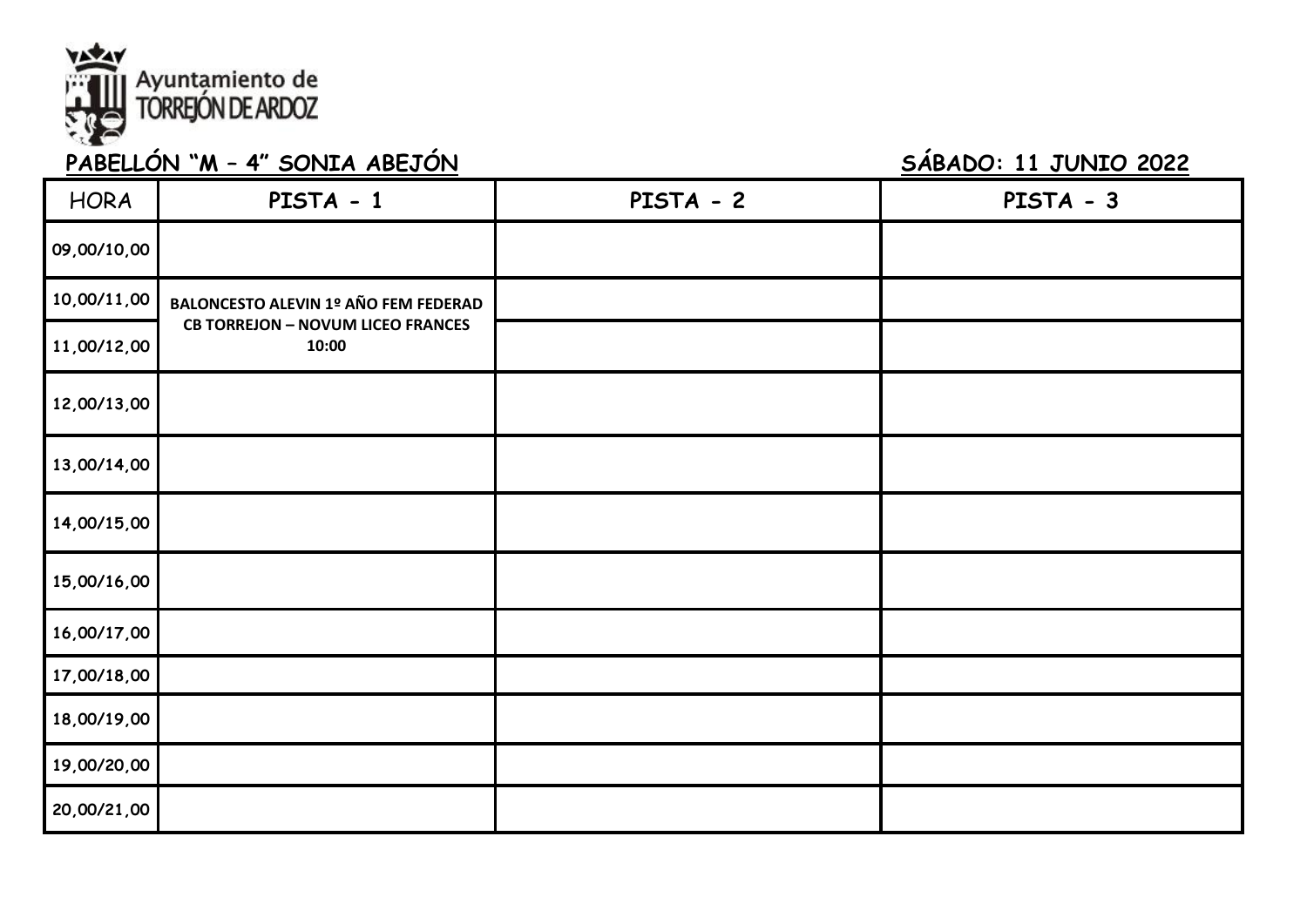Ayuntamiento de TORREJÓN DE ARDOZ

**PABELLÓN "M – 4" SONIA ABEJÓN** **SÁBADO: 11 JUNIO 2022**

| HORA | PISTA - 1 | PISTA - 2 | PISTA - 3 |
|---|---|---|---|
| 09,00/10,00 | | | |
| 10,00/11,00 | BALONCESTO ALEVIN 1º AÑO FEM FEDERAD CB TORREJON – NOVUM LICEO FRANCES 10:00 | | |
| 11,00/12,00 | | | |
| 12,00/13,00 | | | |
| 13,00/14,00 | | | |
| 14,00/15,00 | | | |
| 15,00/16,00 | | | |
| 16,00/17,00 | | | |
| 17,00/18,00 | | | |
| 18,00/19,00 | | | |
| 19,00/20,00 | | | |
| 20,00/21,00 | | | |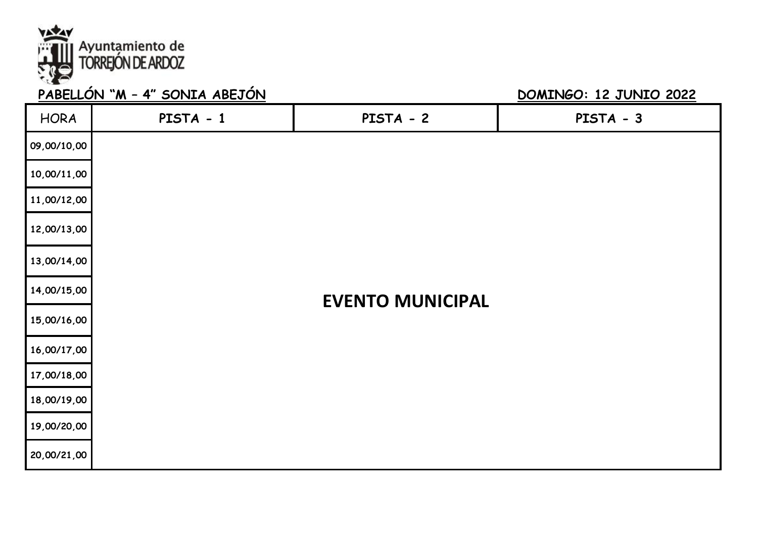Ayuntamiento de TORREJÓN DE ARDOZ

**PABELLÓN "M – 4" SONIA ABEJÓN** **DOMINGO: 12 JUNIO 2022**

| HORA | PISTA - 1 | PISTA - 2 | PISTA - 3 |
|---|---|---|---|
| 09,00/10,00 | | | |
| 10,00/11,00 | | | |
| 11,00/12,00 | | | |
| 12,00/13,00 | | | |
| 13,00/14,00 | | | |
| 14,00/15,00 | | EVENTO MUNICIPAL | |
| 15,00/16,00 | | | |
| 16,00/17,00 | | | |
| 17,00/18,00 | | | |
| 18,00/19,00 | | | |
| 19,00/20,00 | | | |
| 20,00/21,00 | | | |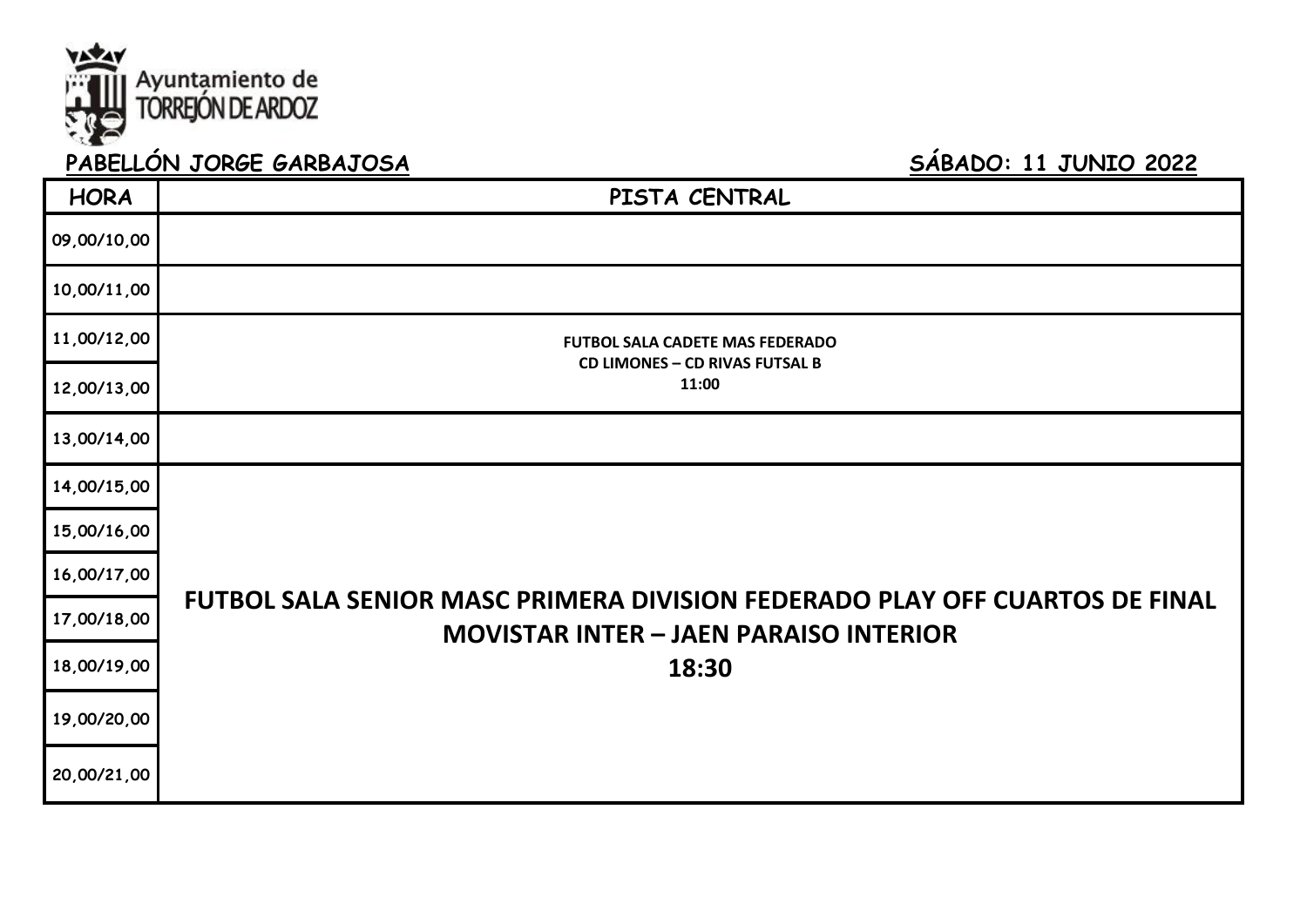Ayuntamiento de TORREJÓN DE ARDOZ

**PABELLÓN JORGE GARBAJOSA** **SÁBADO: 11 JUNIO 2022**

| HORA | PISTA CENTRAL |
| --- | --- |
| 09,00/10,00 | |
| 10,00/11,00 | |
| 11,00/12,00 | **FUTBOL SALA CADETE MAS FEDERADO**<br>**CD LIMONES – CD RIVAS FUTSAL B**<br>**11:00** |
| 12,00/13,00 | |
| 13,00/14,00 | |
| 14,00/15,00 | |
| 15,00/16,00 | |
| 16,00/17,00 | |
| 17,00/18,00 | **FUTBOL SALA SENIOR MASC PRIMERA DIVISION FEDERADO PLAY OFF CUARTOS DE FINAL**<br>**MOVISTAR INTER – JAEN PARAISO INTERIOR**<br>**18:30** |
| 18,00/19,00 | |
| 19,00/20,00 | |
| 20,00/21,00 | |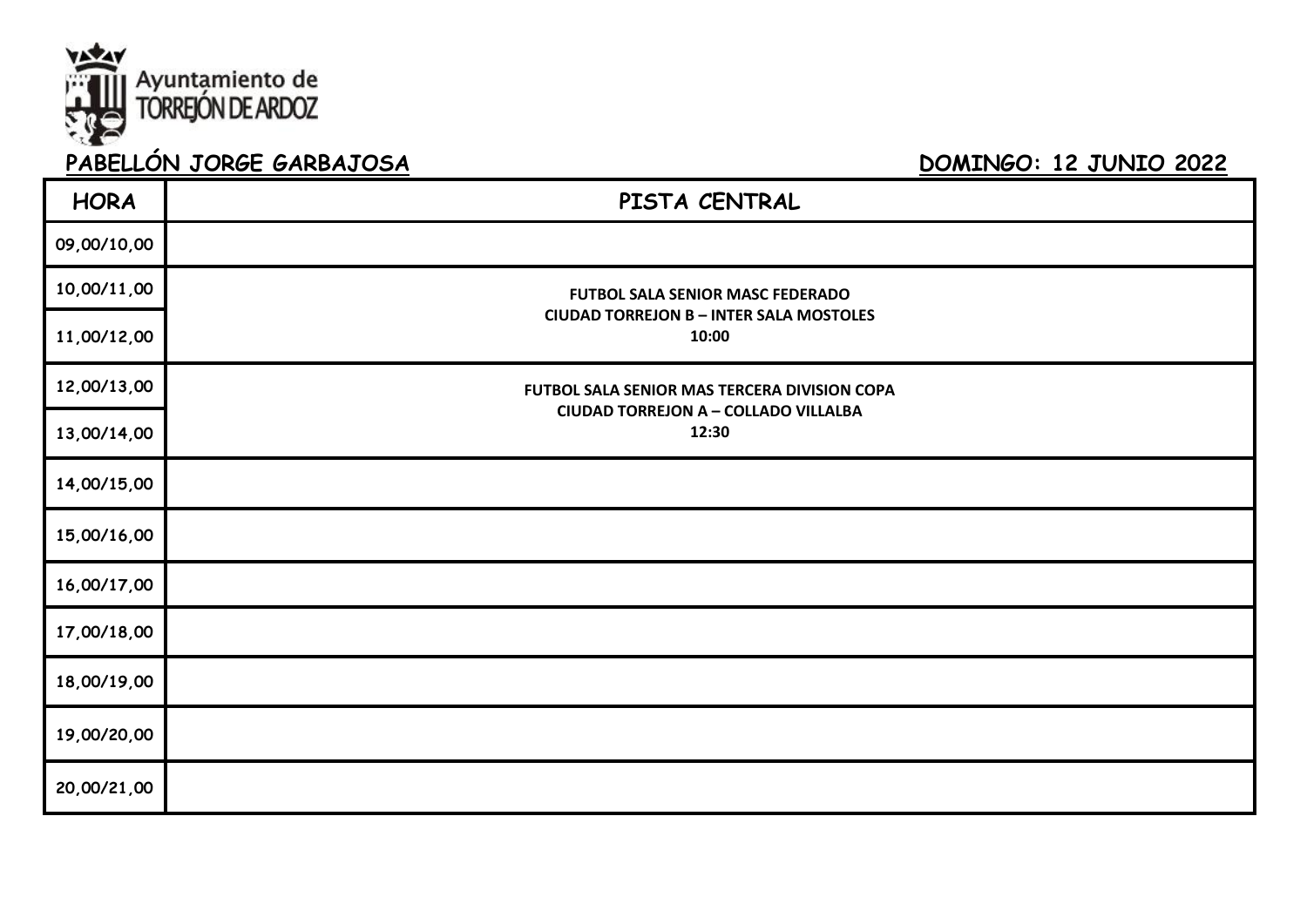Ayuntamiento de TORREJÓN DE ARDOZ

**PABELLÓN JORGE GARBAJOSA** **DOMINGO: 12 JUNIO 2022**

| HORA | PISTA CENTRAL |
| --- | --- |
| 09,00/10,00 | |
| 10,00/11,00 | **FUTBOL SALA SENIOR MASC FEDERADO**<br>**CIUDAD TORREJON B – INTER SALA MOSTOLES**<br>**10:00** |
| 11,00/12,00 | |
| 12,00/13,00 | **FUTBOL SALA SENIOR MAS TERCERA DIVISION COPA**<br>**CIUDAD TORREJON A – COLLADO VILLALBA**<br>**12:30** |
| 13,00/14,00 | |
| 14,00/15,00 | |
| 15,00/16,00 | |
| 16,00/17,00 | |
| 17,00/18,00 | |
| 18,00/19,00 | |
| 19,00/20,00 | |
| 20,00/21,00 | |